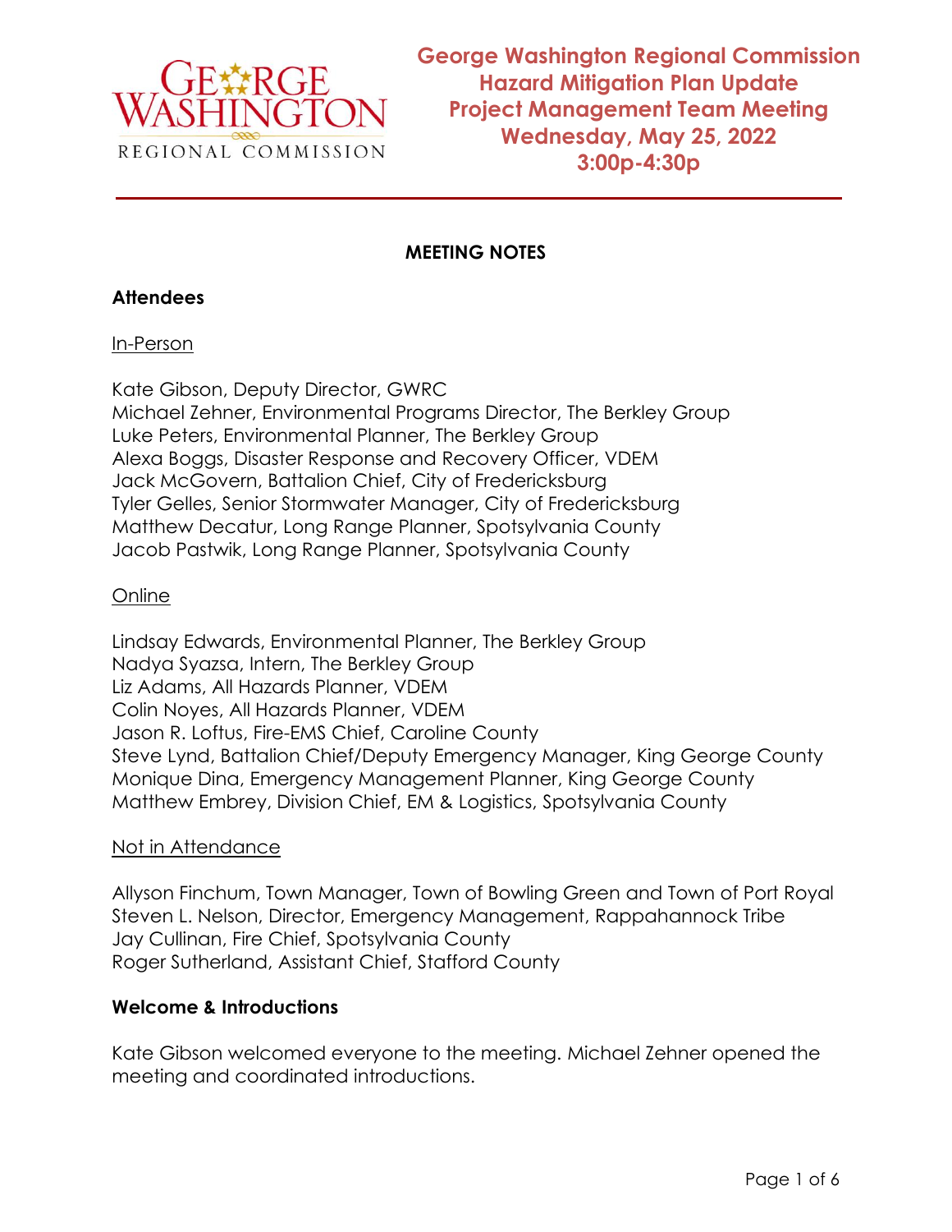# George Washington Regional Commission
# Hazard Mitigation Plan Update
# Project Management Team Meeting
# Wednesday, May 25, 2022
# 3:00p-4:30p

## MEETING NOTES

### Attendees

In-Person

Kate Gibson, Deputy Director, GWRC
Michael Zehner, Environmental Programs Director, The Berkley Group
Luke Peters, Environmental Planner, The Berkley Group
Alexa Boggs, Disaster Response and Recovery Officer, VDEM
Jack McGovern, Battalion Chief, City of Fredericksburg
Tyler Gelles, Senior Stormwater Manager, City of Fredericksburg
Matthew Decatur, Long Range Planner, Spotsylvania County
Jacob Pastwik, Long Range Planner, Spotsylvania County

Online

Lindsay Edwards, Environmental Planner, The Berkley Group
Nadya Syazsa, Intern, The Berkley Group
Liz Adams, All Hazards Planner, VDEM
Colin Noyes, All Hazards Planner, VDEM
Jason R. Loftus, Fire-EMS Chief, Caroline County
Steve Lynd, Battalion Chief/Deputy Emergency Manager, King George County
Monique Dina, Emergency Management Planner, King George County
Matthew Embrey, Division Chief, EM & Logistics, Spotsylvania County

Not in Attendance

Allyson Finchum, Town Manager, Town of Bowling Green and Town of Port Royal
Steven L. Nelson, Director, Emergency Management, Rappahannock Tribe
Jay Cullinan, Fire Chief, Spotsylvania County
Roger Sutherland, Assistant Chief, Stafford County

### Welcome & Introductions

Kate Gibson welcomed everyone to the meeting. Michael Zehner opened the meeting and coordinated introductions.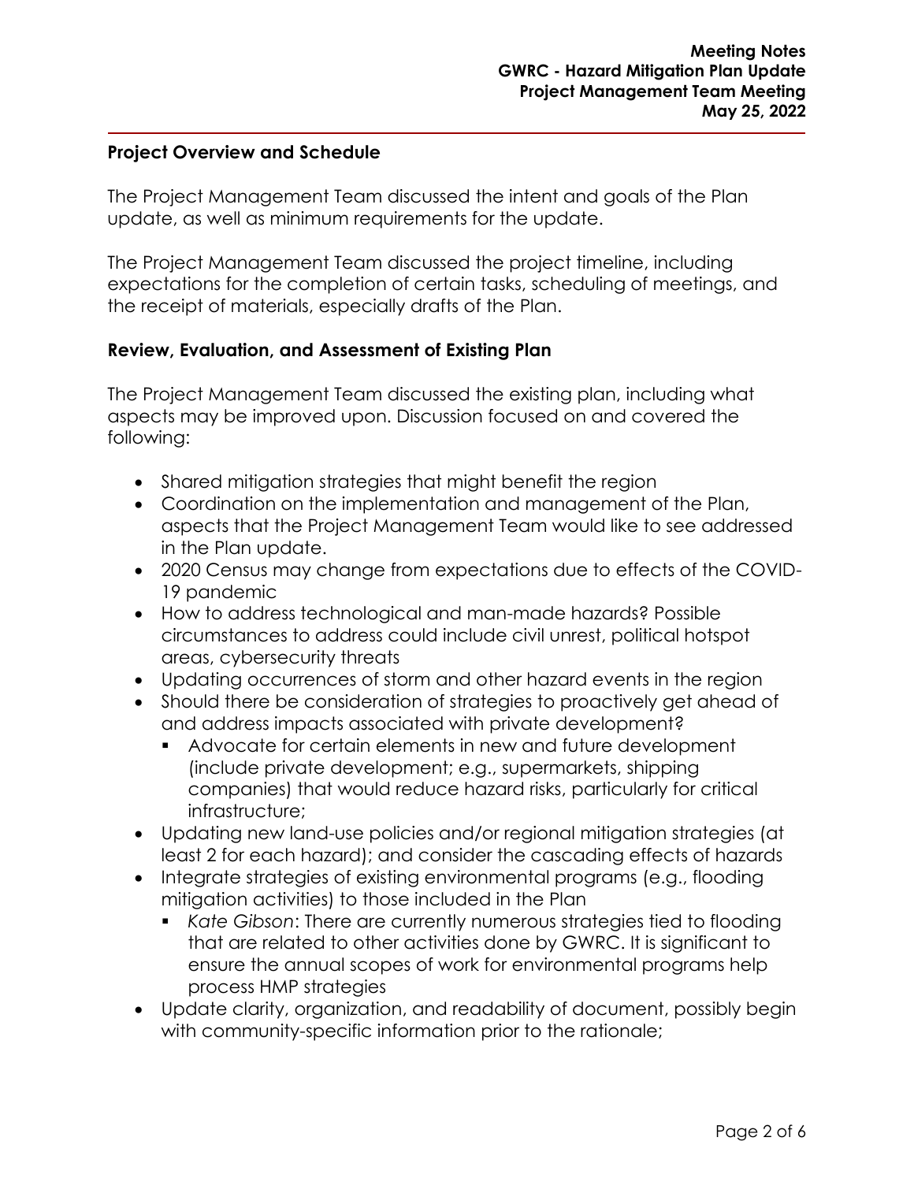## Project Overview and Schedule

The Project Management Team discussed the intent and goals of the Plan update, as well as minimum requirements for the update.

The Project Management Team discussed the project timeline, including expectations for the completion of certain tasks, scheduling of meetings, and the receipt of materials, especially drafts of the Plan.

## Review, Evaluation, and Assessment of Existing Plan

The Project Management Team discussed the existing plan, including what aspects may be improved upon. Discussion focused on and covered the following:

- Shared mitigation strategies that might benefit the region
- Coordination on the implementation and management of the Plan, aspects that the Project Management Team would like to see addressed in the Plan update.
- 2020 Census may change from expectations due to effects of the COVID-19 pandemic
- How to address technological and man-made hazards? Possible circumstances to address could include civil unrest, political hotspot areas, cybersecurity threats
- Updating occurrences of storm and other hazard events in the region
- Should there be consideration of strategies to proactively get ahead of and address impacts associated with private development?
  - Advocate for certain elements in new and future development (include private development; e.g., supermarkets, shipping companies) that would reduce hazard risks, particularly for critical infrastructure;
- Updating new land-use policies and/or regional mitigation strategies (at least 2 for each hazard); and consider the cascading effects of hazards
- Integrate strategies of existing environmental programs (e.g., flooding mitigation activities) to those included in the Plan
  - *Kate Gibson*: There are currently numerous strategies tied to flooding that are related to other activities done by GWRC. It is significant to ensure the annual scopes of work for environmental programs help process HMP strategies
- Update clarity, organization, and readability of document, possibly begin with community-specific information prior to the rationale;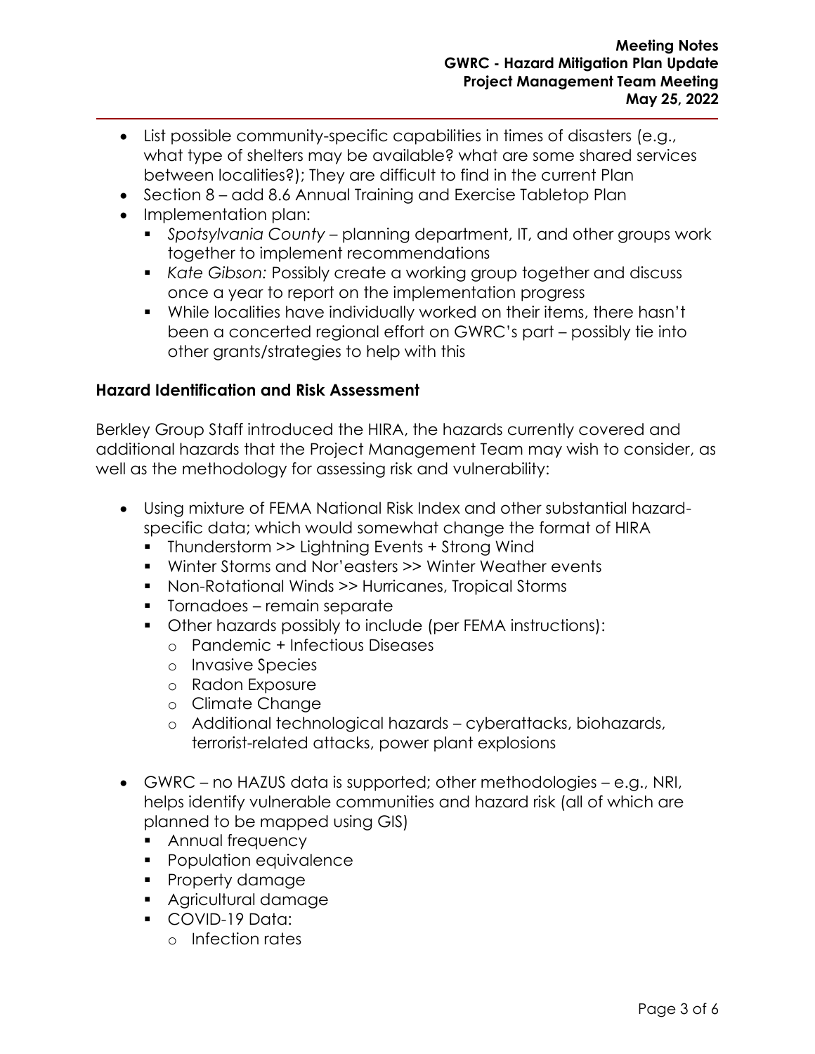- List possible community-specific capabilities in times of disasters (e.g., what type of shelters may be available? what are some shared services between localities?); They are difficult to find in the current Plan
- Section 8 – add 8.6 Annual Training and Exercise Tabletop Plan
- Implementation plan:
  - *Spotsylvania County* – planning department, IT, and other groups work together to implement recommendations
  - *Kate Gibson:* Possibly create a working group together and discuss once a year to report on the implementation progress
  - While localities have individually worked on their items, there hasn't been a concerted regional effort on GWRC's part – possibly tie into other grants/strategies to help with this

**Hazard Identification and Risk Assessment**

Berkley Group Staff introduced the HIRA, the hazards currently covered and additional hazards that the Project Management Team may wish to consider, as well as the methodology for assessing risk and vulnerability:

- Using mixture of FEMA National Risk Index and other substantial hazard-specific data; which would somewhat change the format of HIRA
  - Thunderstorm >> Lightning Events + Strong Wind
  - Winter Storms and Nor'easters >> Winter Weather events
  - Non-Rotational Winds >> Hurricanes, Tropical Storms
  - Tornadoes – remain separate
  - Other hazards possibly to include (per FEMA instructions):
    - Pandemic + Infectious Diseases
    - Invasive Species
    - Radon Exposure
    - Climate Change
    - Additional technological hazards – cyberattacks, biohazards, terrorist-related attacks, power plant explosions

- GWRC – no HAZUS data is supported; other methodologies – e.g., NRI, helps identify vulnerable communities and hazard risk (all of which are planned to be mapped using GIS)
  - Annual frequency
  - Population equivalence
  - Property damage
  - Agricultural damage
  - COVID-19 Data:
    - Infection rates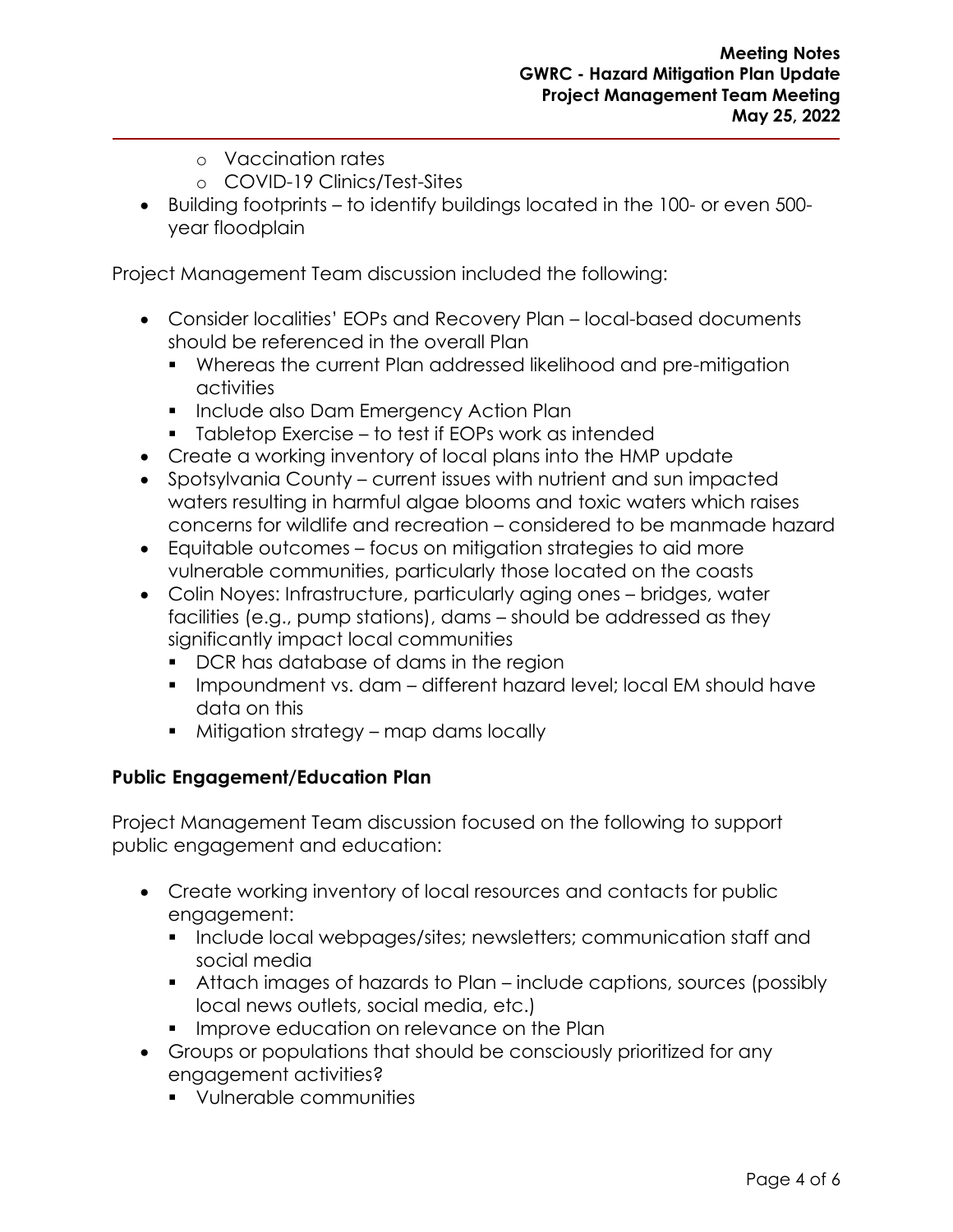- Vaccination rates
  - COVID-19 Clinics/Test-Sites
- Building footprints – to identify buildings located in the 100- or even 500-year floodplain

Project Management Team discussion included the following:

- Consider localities' EOPs and Recovery Plan – local-based documents should be referenced in the overall Plan
  - Whereas the current Plan addressed likelihood and pre-mitigation activities
  - Include also Dam Emergency Action Plan
  - Tabletop Exercise – to test if EOPs work as intended
- Create a working inventory of local plans into the HMP update
- Spotsylvania County – current issues with nutrient and sun impacted waters resulting in harmful algae blooms and toxic waters which raises concerns for wildlife and recreation – considered to be manmade hazard
- Equitable outcomes – focus on mitigation strategies to aid more vulnerable communities, particularly those located on the coasts
- Colin Noyes: Infrastructure, particularly aging ones – bridges, water facilities (e.g., pump stations), dams – should be addressed as they significantly impact local communities
  - DCR has database of dams in the region
  - Impoundment vs. dam – different hazard level; local EM should have data on this
  - Mitigation strategy – map dams locally

**Public Engagement/Education Plan**

Project Management Team discussion focused on the following to support public engagement and education:

- Create working inventory of local resources and contacts for public engagement:
  - Include local webpages/sites; newsletters; communication staff and social media
  - Attach images of hazards to Plan – include captions, sources (possibly local news outlets, social media, etc.)
  - Improve education on relevance on the Plan
- Groups or populations that should be consciously prioritized for any engagement activities?
  - Vulnerable communities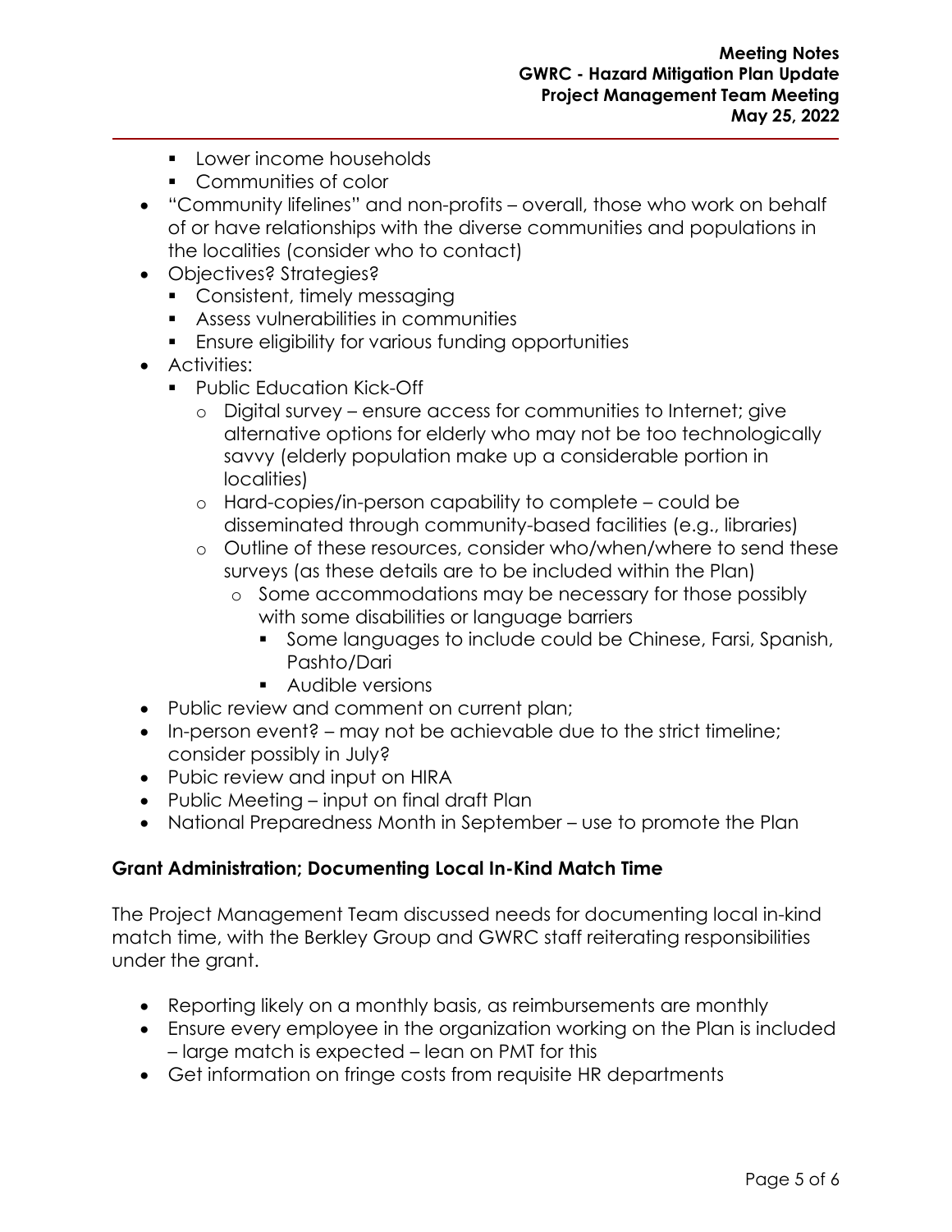- Lower income households
  - Communities of color
- "Community lifelines" and non-profits – overall, those who work on behalf of or have relationships with the diverse communities and populations in the localities (consider who to contact)
- Objectives? Strategies?
  - Consistent, timely messaging
  - Assess vulnerabilities in communities
  - Ensure eligibility for various funding opportunities
- Activities:
  - Public Education Kick-Off
    - Digital survey – ensure access for communities to Internet; give alternative options for elderly who may not be too technologically savvy (elderly population make up a considerable portion in localities)
    - Hard-copies/in-person capability to complete – could be disseminated through community-based facilities (e.g., libraries)
    - Outline of these resources, consider who/when/where to send these surveys (as these details are to be included within the Plan)
      - Some accommodations may be necessary for those possibly with some disabilities or language barriers
        - Some languages to include could be Chinese, Farsi, Spanish, Pashto/Dari
        - Audible versions
- Public review and comment on current plan;
- In-person event? – may not be achievable due to the strict timeline; consider possibly in July?
- Pubic review and input on HIRA
- Public Meeting – input on final draft Plan
- National Preparedness Month in September – use to promote the Plan

## Grant Administration; Documenting Local In-Kind Match Time

The Project Management Team discussed needs for documenting local in-kind match time, with the Berkley Group and GWRC staff reiterating responsibilities under the grant.

- Reporting likely on a monthly basis, as reimbursements are monthly
- Ensure every employee in the organization working on the Plan is included – large match is expected – lean on PMT for this
- Get information on fringe costs from requisite HR departments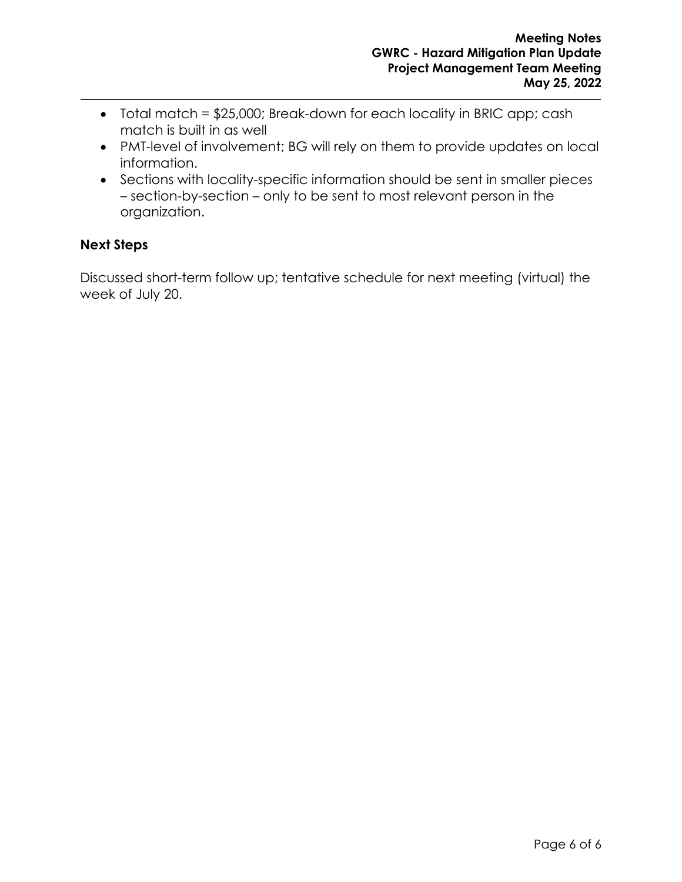- Total match = $25,000; Break-down for each locality in BRIC app; cash match is built in as well
- PMT-level of involvement; BG will rely on them to provide updates on local information.
- Sections with locality-specific information should be sent in smaller pieces – section-by-section – only to be sent to most relevant person in the organization.

## Next Steps

Discussed short-term follow up; tentative schedule for next meeting (virtual) the week of July 20.